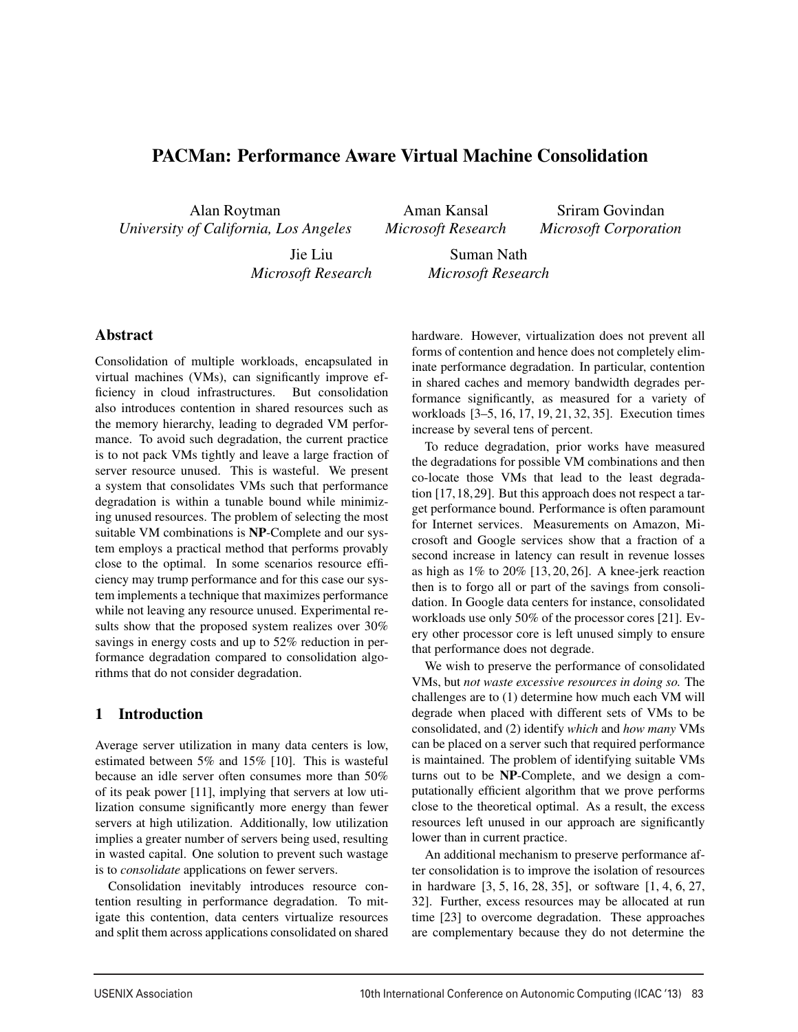# PACMan: Performance Aware Virtual Machine Consolidation

Alan Roytman
*University of California, Los Angeles*

Aman Kansal
*Microsoft Research*

Sriram Govindan
*Microsoft Corporation*

Jie Liu
*Microsoft Research*

Suman Nath
*Microsoft Research*

## Abstract

Consolidation of multiple workloads, encapsulated in virtual machines (VMs), can significantly improve efficiency in cloud infrastructures. But consolidation also introduces contention in shared resources such as the memory hierarchy, leading to degraded VM performance. To avoid such degradation, the current practice is to not pack VMs tightly and leave a large fraction of server resource unused. This is wasteful. We present a system that consolidates VMs such that performance degradation is within a tunable bound while minimizing unused resources. The problem of selecting the most suitable VM combinations is **NP**-Complete and our system employs a practical method that performs provably close to the optimal. In some scenarios resource efficiency may trump performance and for this case our system implements a technique that maximizes performance while not leaving any resource unused. Experimental results show that the proposed system realizes over 30% savings in energy costs and up to 52% reduction in performance degradation compared to consolidation algorithms that do not consider degradation.

## 1 Introduction

Average server utilization in many data centers is low, estimated between 5% and 15% [10]. This is wasteful because an idle server often consumes more than 50% of its peak power [11], implying that servers at low utilization consume significantly more energy than fewer servers at high utilization. Additionally, low utilization implies a greater number of servers being used, resulting in wasted capital. One solution to prevent such wastage is to *consolidate* applications on fewer servers.

Consolidation inevitably introduces resource contention resulting in performance degradation. To mitigate this contention, data centers virtualize resources and split them across applications consolidated on shared hardware. However, virtualization does not prevent all forms of contention and hence does not completely eliminate performance degradation. In particular, contention in shared caches and memory bandwidth degrades performance significantly, as measured for a variety of workloads [3–5, 16, 17, 19, 21, 32, 35]. Execution times increase by several tens of percent.

To reduce degradation, prior works have measured the degradations for possible VM combinations and then co-locate those VMs that lead to the least degradation [17, 18, 29]. But this approach does not respect a target performance bound. Performance is often paramount for Internet services. Measurements on Amazon, Microsoft and Google services show that a fraction of a second increase in latency can result in revenue losses as high as 1% to 20% [13, 20, 26]. A knee-jerk reaction then is to forgo all or part of the savings from consolidation. In Google data centers for instance, consolidated workloads use only 50% of the processor cores [21]. Every other processor core is left unused simply to ensure that performance does not degrade.

We wish to preserve the performance of consolidated VMs, but *not waste excessive resources in doing so.* The challenges are to (1) determine how much each VM will degrade when placed with different sets of VMs to be consolidated, and (2) identify *which* and *how many* VMs can be placed on a server such that required performance is maintained. The problem of identifying suitable VMs turns out to be **NP**-Complete, and we design a computationally efficient algorithm that we prove performs close to the theoretical optimal. As a result, the excess resources left unused in our approach are significantly lower than in current practice.

An additional mechanism to preserve performance after consolidation is to improve the isolation of resources in hardware [3, 5, 16, 28, 35], or software [1, 4, 6, 27, 32]. Further, excess resources may be allocated at run time [23] to overcome degradation. These approaches are complementary because they do not determine the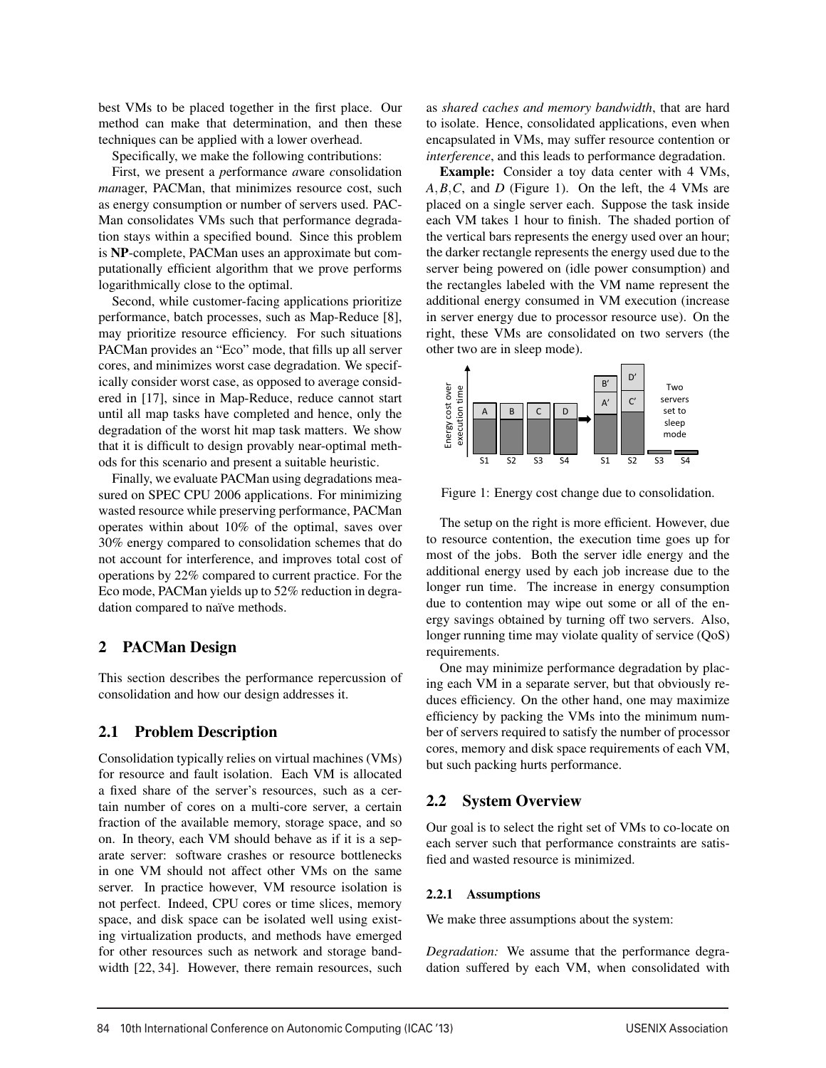best VMs to be placed together in the first place. Our method can make that determination, and then these techniques can be applied with a lower overhead.

Specifically, we make the following contributions:

First, we present a *p*erformance *a*ware *c*onsolidation *man*ager, PACMan, that minimizes resource cost, such as energy consumption or number of servers used. PACMan consolidates VMs such that performance degradation stays within a specified bound. Since this problem is **NP**-complete, PACMan uses an approximate but computationally efficient algorithm that we prove performs logarithmically close to the optimal.

Second, while customer-facing applications prioritize performance, batch processes, such as Map-Reduce [8], may prioritize resource efficiency. For such situations PACMan provides an "Eco" mode, that fills up all server cores, and minimizes worst case degradation. We specifically consider worst case, as opposed to average considered in [17], since in Map-Reduce, reduce cannot start until all map tasks have completed and hence, only the degradation of the worst hit map task matters. We show that it is difficult to design provably near-optimal methods for this scenario and present a suitable heuristic.

Finally, we evaluate PACMan using degradations measured on SPEC CPU 2006 applications. For minimizing wasted resource while preserving performance, PACMan operates within about 10% of the optimal, saves over 30% energy compared to consolidation schemes that do not account for interference, and improves total cost of operations by 22% compared to current practice. For the Eco mode, PACMan yields up to 52% reduction in degradation compared to naïve methods.

## 2 PACMan Design

This section describes the performance repercussion of consolidation and how our design addresses it.

### 2.1 Problem Description

Consolidation typically relies on virtual machines (VMs) for resource and fault isolation. Each VM is allocated a fixed share of the server's resources, such as a certain number of cores on a multi-core server, a certain fraction of the available memory, storage space, and so on. In theory, each VM should behave as if it is a separate server: software crashes or resource bottlenecks in one VM should not affect other VMs on the same server. In practice however, VM resource isolation is not perfect. Indeed, CPU cores or time slices, memory space, and disk space can be isolated well using existing virtualization products, and methods have emerged for other resources such as network and storage bandwidth [22, 34]. However, there remain resources, such as *shared caches and memory bandwidth*, that are hard to isolate. Hence, consolidated applications, even when encapsulated in VMs, may suffer resource contention or *interference*, and this leads to performance degradation.

**Example:** Consider a toy data center with 4 VMs, $A, B, C$, and $D$ (Figure 1). On the left, the 4 VMs are placed on a single server each. Suppose the task inside each VM takes 1 hour to finish. The shaded portion of the vertical bars represents the energy used over an hour; the darker rectangle represents the energy used due to the server being powered on (idle power consumption) and the rectangles labeled with the VM name represent the additional energy consumed in VM execution (increase in server energy due to processor resource use). On the right, these VMs are consolidated on two servers (the other two are in sleep mode).

Figure 1: Energy cost change due to consolidation.

The setup on the right is more efficient. However, due to resource contention, the execution time goes up for most of the jobs. Both the server idle energy and the additional energy used by each job increase due to the longer run time. The increase in energy consumption due to contention may wipe out some or all of the energy savings obtained by turning off two servers. Also, longer running time may violate quality of service (QoS) requirements.

One may minimize performance degradation by placing each VM in a separate server, but that obviously reduces efficiency. On the other hand, one may maximize efficiency by packing the VMs into the minimum number of servers required to satisfy the number of processor cores, memory and disk space requirements of each VM, but such packing hurts performance.

### 2.2 System Overview

Our goal is to select the right set of VMs to co-locate on each server such that performance constraints are satisfied and wasted resource is minimized.

#### 2.2.1 Assumptions

We make three assumptions about the system:

*Degradation:* We assume that the performance degradation suffered by each VM, when consolidated with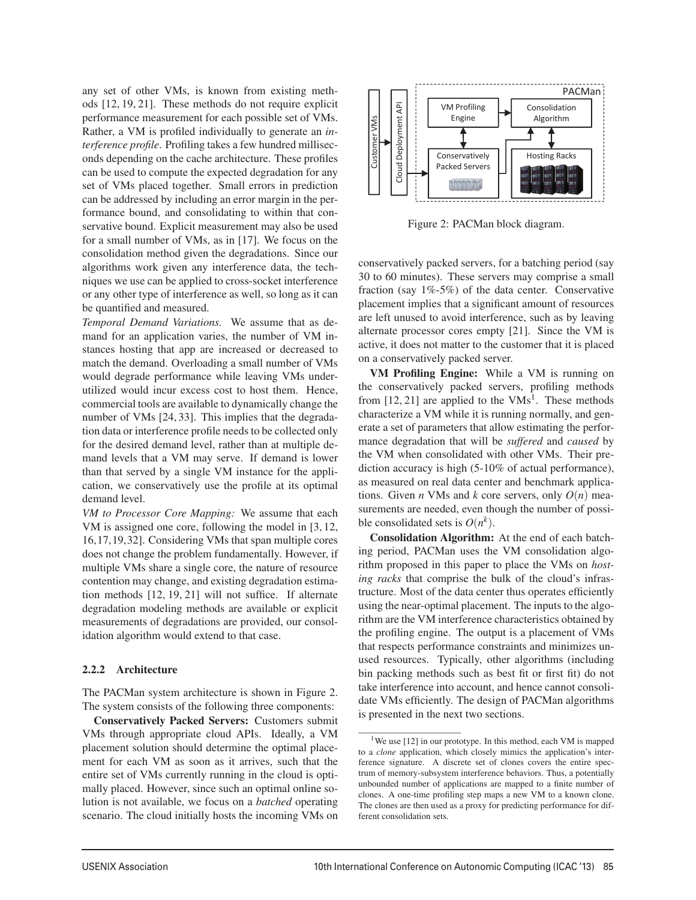any set of other VMs, is known from existing methods [12, 19, 21]. These methods do not require explicit performance measurement for each possible set of VMs. Rather, a VM is profiled individually to generate an *interference profile*. Profiling takes a few hundred milliseconds depending on the cache architecture. These profiles can be used to compute the expected degradation for any set of VMs placed together. Small errors in prediction can be addressed by including an error margin in the performance bound, and consolidating to within that conservative bound. Explicit measurement may also be used for a small number of VMs, as in [17]. We focus on the consolidation method given the degradations. Since our algorithms work given any interference data, the techniques we use can be applied to cross-socket interference or any other type of interference as well, so long as it can be quantified and measured.

*Temporal Demand Variations.* We assume that as demand for an application varies, the number of VM instances hosting that app are increased or decreased to match the demand. Overloading a small number of VMs would degrade performance while leaving VMs underutilized would incur excess cost to host them. Hence, commercial tools are available to dynamically change the number of VMs [24, 33]. This implies that the degradation data or interference profile needs to be collected only for the desired demand level, rather than at multiple demand levels that a VM may serve. If demand is lower than that served by a single VM instance for the application, we conservatively use the profile at its optimal demand level.

*VM to Processor Core Mapping:* We assume that each VM is assigned one core, following the model in [3, 12, 16, 17, 19, 32]. Considering VMs that span multiple cores does not change the problem fundamentally. However, if multiple VMs share a single core, the nature of resource contention may change, and existing degradation estimation methods [12, 19, 21] will not suffice. If alternate degradation modeling methods are available or explicit measurements of degradations are provided, our consolidation algorithm would extend to that case.

### 2.2.2 Architecture

The PACMan system architecture is shown in Figure 2. The system consists of the following three components:

**Conservatively Packed Servers:** Customers submit VMs through appropriate cloud APIs. Ideally, a VM placement solution should determine the optimal placement for each VM as soon as it arrives, such that the entire set of VMs currently running in the cloud is optimally placed. However, since such an optimal online solution is not available, we focus on a *batched* operating scenario. The cloud initially hosts the incoming VMs on conservatively packed servers, for a batching period (say 30 to 60 minutes). These servers may comprise a small fraction (say 1%-5%) of the data center. Conservative placement implies that a significant amount of resources are left unused to avoid interference, such as by leaving alternate processor cores empty [21]. Since the VM is active, it does not matter to the customer that it is placed on a conservatively packed server.

Figure 2: PACMan block diagram.

**VM Profiling Engine:** While a VM is running on the conservatively packed servers, profiling methods from [12, 21] are applied to the VMs[1]. These methods characterize a VM while it is running normally, and generate a set of parameters that allow estimating the performance degradation that will be *suffered* and *caused* by the VM when consolidated with other VMs. Their prediction accuracy is high (5-10% of actual performance), as measured on real data center and benchmark applications. Given $n$ VMs and $k$ core servers, only $O(n)$ measurements are needed, even though the number of possible consolidated sets is $O(n^k)$.

**Consolidation Algorithm:** At the end of each batching period, PACMan uses the VM consolidation algorithm proposed in this paper to place the VMs on *hosting racks* that comprise the bulk of the cloud's infrastructure. Most of the data center thus operates efficiently using the near-optimal placement. The inputs to the algorithm are the VM interference characteristics obtained by the profiling engine. The output is a placement of VMs that respects performance constraints and minimizes unused resources. Typically, other algorithms (including bin packing methods such as best fit or first fit) do not take interference into account, and hence cannot consolidate VMs efficiently. The design of PACMan algorithms is presented in the next two sections.

[1] We use [12] in our prototype. In this method, each VM is mapped to a *clone* application, which closely mimics the application's interference signature. A discrete set of clones covers the entire spectrum of memory-subsystem interference behaviors. Thus, a potentially unbounded number of applications are mapped to a finite number of clones. A one-time profiling step maps a new VM to a known clone. The clones are then used as a proxy for predicting performance for different consolidation sets.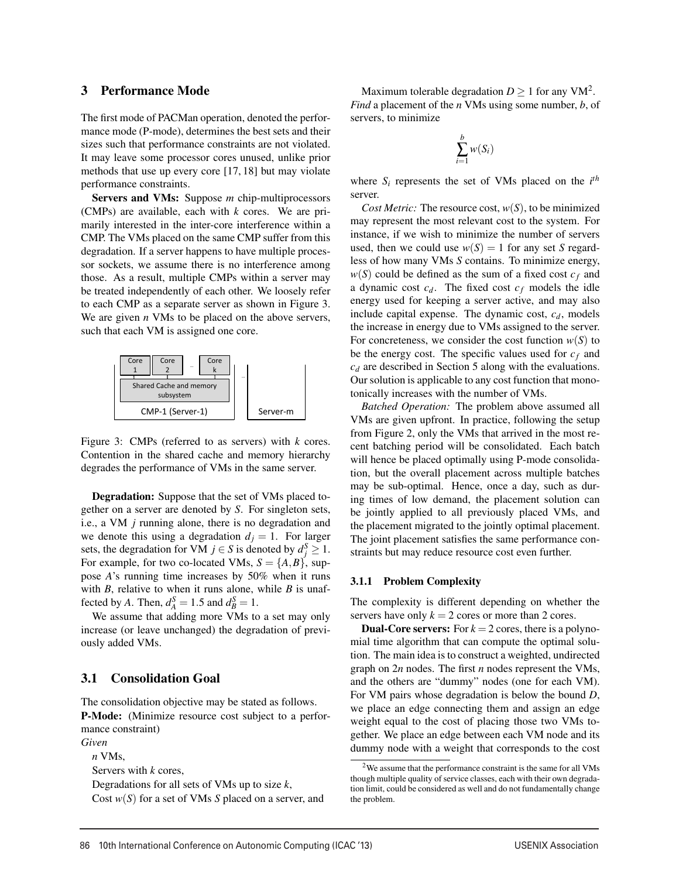## 3 Performance Mode

The first mode of PACMan operation, denoted the performance mode (P-mode), determines the best sets and their sizes such that performance constraints are not violated. It may leave some processor cores unused, unlike prior methods that use up every core [17, 18] but may violate performance constraints.

**Servers and VMs:** Suppose $m$ chip-multiprocessors (CMPs) are available, each with $k$ cores. We are primarily interested in the inter-core interference within a CMP. The VMs placed on the same CMP suffer from this degradation. If a server happens to have multiple processor sockets, we assume there is no interference among those. As a result, multiple CMPs within a server may be treated independently of each other. We loosely refer to each CMP as a separate server as shown in Figure 3. We are given $n$ VMs to be placed on the above servers, such that each VM is assigned one core.

Figure 3: CMPs (referred to as servers) with $k$ cores. Contention in the shared cache and memory hierarchy degrades the performance of VMs in the same server.

**Degradation:** Suppose that the set of VMs placed together on a server are denoted by $S$. For singleton sets, i.e., a VM $j$ running alone, there is no degradation and we denote this using a degradation $d_j = 1$. For larger sets, the degradation for VM $j \in S$ is denoted by $d_j^S \geq 1$. For example, for two co-located VMs, $S = \{A, B\}$, suppose $A$'s running time increases by 50% when it runs with $B$, relative to when it runs alone, while $B$ is unaffected by $A$. Then, $d_A^S = 1.5$ and $d_B^S = 1$.

We assume that adding more VMs to a set may only increase (or leave unchanged) the degradation of previously added VMs.

## 3.1 Consolidation Goal

The consolidation objective may be stated as follows.

**P-Mode:** (Minimize resource cost subject to a performance constraint)

*Given*

$n$ VMs,

Servers with $k$ cores,

Degradations for all sets of VMs up to size $k$,

Cost $w(S)$ for a set of VMs $S$ placed on a server, and

Maximum tolerable degradation $D \geq 1$ for any VM[2].

*Find* a placement of the $n$ VMs using some number, $b$, of servers, to minimize

$$\sum_{i=1}^{b} w(S_i)$$

where $S_i$ represents the set of VMs placed on the $i^{th}$ server.

*Cost Metric:* The resource cost, $w(S)$, to be minimized may represent the most relevant cost to the system. For instance, if we wish to minimize the number of servers used, then we could use $w(S) = 1$ for any set $S$ regardless of how many VMs $S$ contains. To minimize energy, $w(S)$ could be defined as the sum of a fixed cost $c_f$ and a dynamic cost $c_d$. The fixed cost $c_f$ models the idle energy used for keeping a server active, and may also include capital expense. The dynamic cost, $c_d$, models the increase in energy due to VMs assigned to the server. For concreteness, we consider the cost function $w(S)$ to be the energy cost. The specific values used for $c_f$ and $c_d$ are described in Section 5 along with the evaluations. Our solution is applicable to any cost function that monotonically increases with the number of VMs.

*Batched Operation:* The problem above assumed all VMs are given upfront. In practice, following the setup from Figure 2, only the VMs that arrived in the most recent batching period will be consolidated. Each batch will hence be placed optimally using P-mode consolidation, but the overall placement across multiple batches may be sub-optimal. Hence, once a day, such as during times of low demand, the placement solution can be jointly applied to all previously placed VMs, and the placement migrated to the jointly optimal placement. The joint placement satisfies the same performance constraints but may reduce resource cost even further.

### 3.1.1 Problem Complexity

The complexity is different depending on whether the servers have only $k = 2$ cores or more than 2 cores.

**Dual-Core servers:** For $k = 2$ cores, there is a polynomial time algorithm that can compute the optimal solution. The main idea is to construct a weighted, undirected graph on $2n$ nodes. The first $n$ nodes represent the VMs, and the others are "dummy" nodes (one for each VM). For VM pairs whose degradation is below the bound $D$, we place an edge connecting them and assign an edge weight equal to the cost of placing those two VMs together. We place an edge between each VM node and its dummy node with a weight that corresponds to the cost

[2] We assume that the performance constraint is the same for all VMs though multiple quality of service classes, each with their own degradation limit, could be considered as well and do not fundamentally change the problem.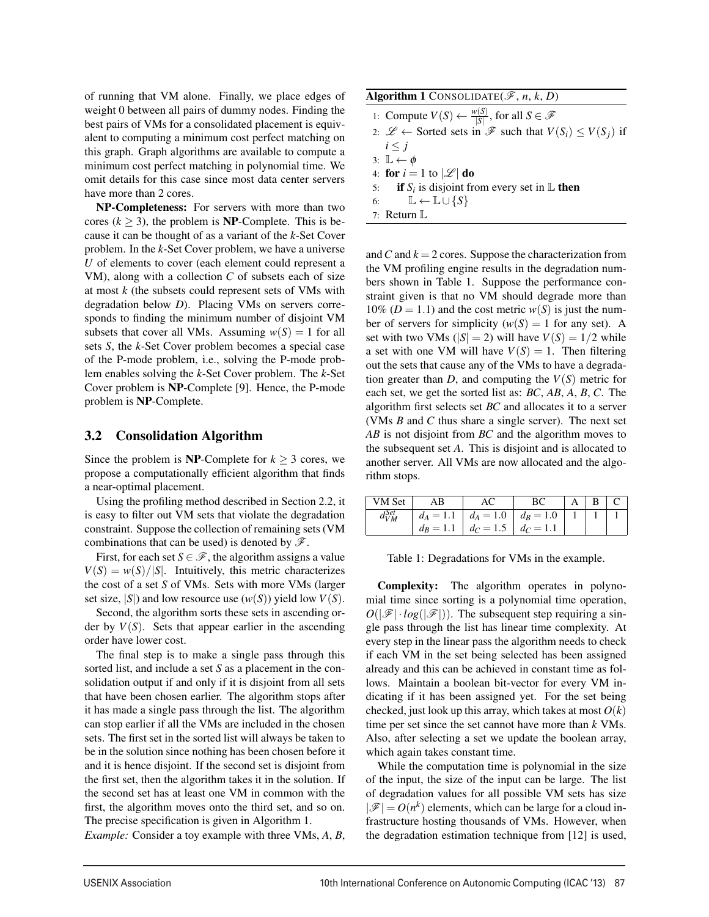of running that VM alone. Finally, we place edges of weight 0 between all pairs of dummy nodes. Finding the best pairs of VMs for a consolidated placement is equivalent to computing a minimum cost perfect matching on this graph. Graph algorithms are available to compute a minimum cost perfect matching in polynomial time. We omit details for this case since most data center servers have more than 2 cores.

**NP-Completeness:** For servers with more than two cores ($k \geq 3$), the problem is **NP**-Complete. This is because it can be thought of as a variant of the $k$-Set Cover problem. In the $k$-Set Cover problem, we have a universe $U$ of elements to cover (each element could represent a VM), along with a collection $C$ of subsets each of size at most $k$ (the subsets could represent sets of VMs with degradation below $D$). Placing VMs on servers corresponds to finding the minimum number of disjoint VM subsets that cover all VMs. Assuming $w(S) = 1$ for all sets $S$, the $k$-Set Cover problem becomes a special case of the P-mode problem, i.e., solving the P-mode problem enables solving the $k$-Set Cover problem. The $k$-Set Cover problem is **NP**-Complete [9]. Hence, the P-mode problem is **NP**-Complete.

## 3.2 Consolidation Algorithm

Since the problem is **NP**-Complete for $k \geq 3$ cores, we propose a computationally efficient algorithm that finds a near-optimal placement.

Using the profiling method described in Section 2.2, it is easy to filter out VM sets that violate the degradation constraint. Suppose the collection of remaining sets (VM combinations that can be used) is denoted by $\mathscr{F}$.

First, for each set $S \in \mathscr{F}$, the algorithm assigns a value $V(S) = w(S)/|S|$. Intuitively, this metric characterizes the cost of a set $S$ of VMs. Sets with more VMs (larger set size, $|S|$) and low resource use ($w(S)$) yield low $V(S)$.

Second, the algorithm sorts these sets in ascending order by $V(S)$. Sets that appear earlier in the ascending order have lower cost.

The final step is to make a single pass through this sorted list, and include a set $S$ as a placement in the consolidation output if and only if it is disjoint from all sets that have been chosen earlier. The algorithm stops after it has made a single pass through the list. The algorithm can stop earlier if all the VMs are included in the chosen sets. The first set in the sorted list will always be taken to be in the solution since nothing has been chosen before it and it is hence disjoint. If the second set is disjoint from the first set, then the algorithm takes it in the solution. If the second set has at least one VM in common with the first, the algorithm moves onto the third set, and so on. The precise specification is given in Algorithm 1.

*Example:* Consider a toy example with three VMs, $A$, $B$, and $C$ and $k = 2$ cores. Suppose the characterization from the VM profiling engine results in the degradation numbers shown in Table 1. Suppose the performance constraint given is that no VM should degrade more than 10% ($D = 1.1$) and the cost metric $w(S)$ is just the number of servers for simplicity ($w(S) = 1$ for any set). A set with two VMs ($|S| = 2$) will have $V(S) = 1/2$ while a set with one VM will have $V(S) = 1$. Then filtering out the sets that cause any of the VMs to have a degradation greater than $D$, and computing the $V(S)$ metric for each set, we get the sorted list as: $BC$, $AB$, $A$, $B$, $C$. The algorithm first selects set $BC$ and allocates it to a server (VMs $B$ and $C$ thus share a single server). The next set $AB$ is not disjoint from $BC$ and the algorithm moves to the subsequent set $A$. This is disjoint and is allocated to another server. All VMs are now allocated and the algorithm stops.

**Algorithm 1** CONSOLIDATE($\mathscr{F}$, $n$, $k$, $D$)

1: Compute $V(S) \leftarrow \frac{w(S)}{|S|}$, for all $S \in \mathscr{F}$
2: $\mathscr{L} \leftarrow$ Sorted sets in $\mathscr{F}$ such that $V(S_i) \leq V(S_j)$ if $i \leq j$
3: $\mathbb{L} \leftarrow \phi$
4: **for** $i = 1$ to $|\mathscr{L}|$ **do**
5: &nbsp;&nbsp;&nbsp;&nbsp;**if** $S_i$ is disjoint from every set in $\mathbb{L}$ **then**
6: &nbsp;&nbsp;&nbsp;&nbsp;&nbsp;&nbsp;&nbsp;&nbsp;$\mathbb{L} \leftarrow \mathbb{L} \cup \{S\}$
7: Return $\mathbb{L}$

| VM Set | AB | AC | BC | A | B | C |
|---|---|---|---|---|---|---|
| $d_{VM}^{Set}$ | $d_A = 1.1$ | $d_A = 1.0$ | $d_B = 1.0$ | 1 | 1 | 1 |
| | $d_B = 1.1$ | $d_C = 1.5$ | $d_C = 1.1$ | | | |

Table 1: Degradations for VMs in the example.

**Complexity:** The algorithm operates in polynomial time since sorting is a polynomial time operation, $O(|\mathscr{F}| \cdot log(|\mathscr{F}|))$. The subsequent step requiring a single pass through the list has linear time complexity. At every step in the linear pass the algorithm needs to check if each VM in the set being selected has been assigned already and this can be achieved in constant time as follows. Maintain a boolean bit-vector for every VM indicating if it has been assigned yet. For the set being checked, just look up this array, which takes at most $O(k)$ time per set since the set cannot have more than $k$ VMs. Also, after selecting a set we update the boolean array, which again takes constant time.

While the computation time is polynomial in the size of the input, the size of the input can be large. The list of degradation values for all possible VM sets has size $|\mathscr{F}| = O(n^k)$ elements, which can be large for a cloud infrastructure hosting thousands of VMs. However, when the degradation estimation technique from [12] is used,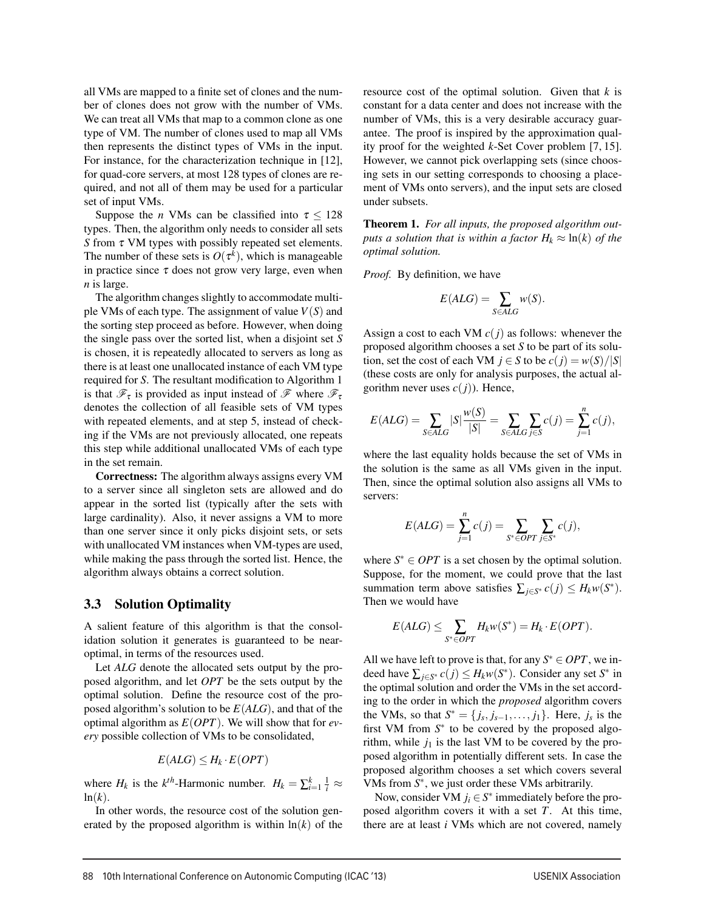all VMs are mapped to a finite set of clones and the number of clones does not grow with the number of VMs. We can treat all VMs that map to a common clone as one type of VM. The number of clones used to map all VMs then represents the distinct types of VMs in the input. For instance, for the characterization technique in [12], for quad-core servers, at most 128 types of clones are required, and not all of them may be used for a particular set of input VMs.

Suppose the $n$ VMs can be classified into $\tau \leq 128$ types. Then, the algorithm only needs to consider all sets $S$ from $\tau$ VM types with possibly repeated set elements. The number of these sets is $O(\tau^k)$, which is manageable in practice since $\tau$ does not grow very large, even when $n$ is large.

The algorithm changes slightly to accommodate multiple VMs of each type. The assignment of value $V(S)$ and the sorting step proceed as before. However, when doing the single pass over the sorted list, when a disjoint set $S$ is chosen, it is repeatedly allocated to servers as long as there is at least one unallocated instance of each VM type required for $S$. The resultant modification to Algorithm 1 is that $\mathscr{F}_\tau$ is provided as input instead of $\mathscr{F}$ where $\mathscr{F}_\tau$ denotes the collection of all feasible sets of VM types with repeated elements, and at step 5, instead of checking if the VMs are not previously allocated, one repeats this step while additional unallocated VMs of each type in the set remain.

**Correctness:** The algorithm always assigns every VM to a server since all singleton sets are allowed and do appear in the sorted list (typically after the sets with large cardinality). Also, it never assigns a VM to more than one server since it only picks disjoint sets, or sets with unallocated VM instances when VM-types are used, while making the pass through the sorted list. Hence, the algorithm always obtains a correct solution.

### 3.3 Solution Optimality

A salient feature of this algorithm is that the consolidation solution it generates is guaranteed to be near-optimal, in terms of the resources used.

Let *ALG* denote the allocated sets output by the proposed algorithm, and let *OPT* be the sets output by the optimal solution. Define the resource cost of the proposed algorithm's solution to be $E(ALG)$, and that of the optimal algorithm as $E(OPT)$. We will show that for *every* possible collection of VMs to be consolidated,

$$E(ALG) \leq H_k \cdot E(OPT)$$

where $H_k$ is the $k^{th}$-Harmonic number. $H_k = \sum_{i=1}^{k} \frac{1}{i} \approx \ln(k)$.

In other words, the resource cost of the solution generated by the proposed algorithm is within $\ln(k)$ of the resource cost of the optimal solution. Given that $k$ is constant for a data center and does not increase with the number of VMs, this is a very desirable accuracy guarantee. The proof is inspired by the approximation quality proof for the weighted $k$-Set Cover problem [7, 15]. However, we cannot pick overlapping sets (since choosing sets in our setting corresponds to choosing a placement of VMs onto servers), and the input sets are closed under subsets.

**Theorem 1.** *For all inputs, the proposed algorithm outputs a solution that is within a factor $H_k \approx \ln(k)$ of the optimal solution.*

*Proof.* By definition, we have

$$E(ALG) = \sum_{S \in ALG} w(S).$$

Assign a cost to each VM $c(j)$ as follows: whenever the proposed algorithm chooses a set $S$ to be part of its solution, set the cost of each VM $j \in S$ to be $c(j) = w(S)/|S|$ (these costs are only for analysis purposes, the actual algorithm never uses $c(j)$). Hence,

$$E(ALG) = \sum_{S \in ALG} |S| \frac{w(S)}{|S|} = \sum_{S \in ALG} \sum_{j \in S} c(j) = \sum_{j=1}^{n} c(j),$$

where the last equality holds because the set of VMs in the solution is the same as all VMs given in the input. Then, since the optimal solution also assigns all VMs to servers:

$$E(ALG) = \sum_{j=1}^{n} c(j) = \sum_{S^* \in OPT} \sum_{j \in S^*} c(j),$$

where $S^* \in OPT$ is a set chosen by the optimal solution. Suppose, for the moment, we could prove that the last summation term above satisfies $\sum_{j \in S^*} c(j) \leq H_k w(S^*)$. Then we would have

$$E(ALG) \leq \sum_{S^* \in OPT} H_k w(S^*) = H_k \cdot E(OPT).$$

All we have left to prove is that, for any $S^* \in OPT$, we indeed have $\sum_{j \in S^*} c(j) \leq H_k w(S^*)$. Consider any set $S^*$ in the optimal solution and order the VMs in the set according to the order in which the *proposed* algorithm covers the VMs, so that $S^* = \{j_s, j_{s-1}, \ldots, j_1\}$. Here, $j_s$ is the first VM from $S^*$ to be covered by the proposed algorithm, while $j_1$ is the last VM to be covered by the proposed algorithm in potentially different sets. In case the proposed algorithm chooses a set which covers several VMs from $S^*$, we just order these VMs arbitrarily.

Now, consider VM $j_i \in S^*$ immediately before the proposed algorithm covers it with a set $T$. At this time, there are at least $i$ VMs which are not covered, namely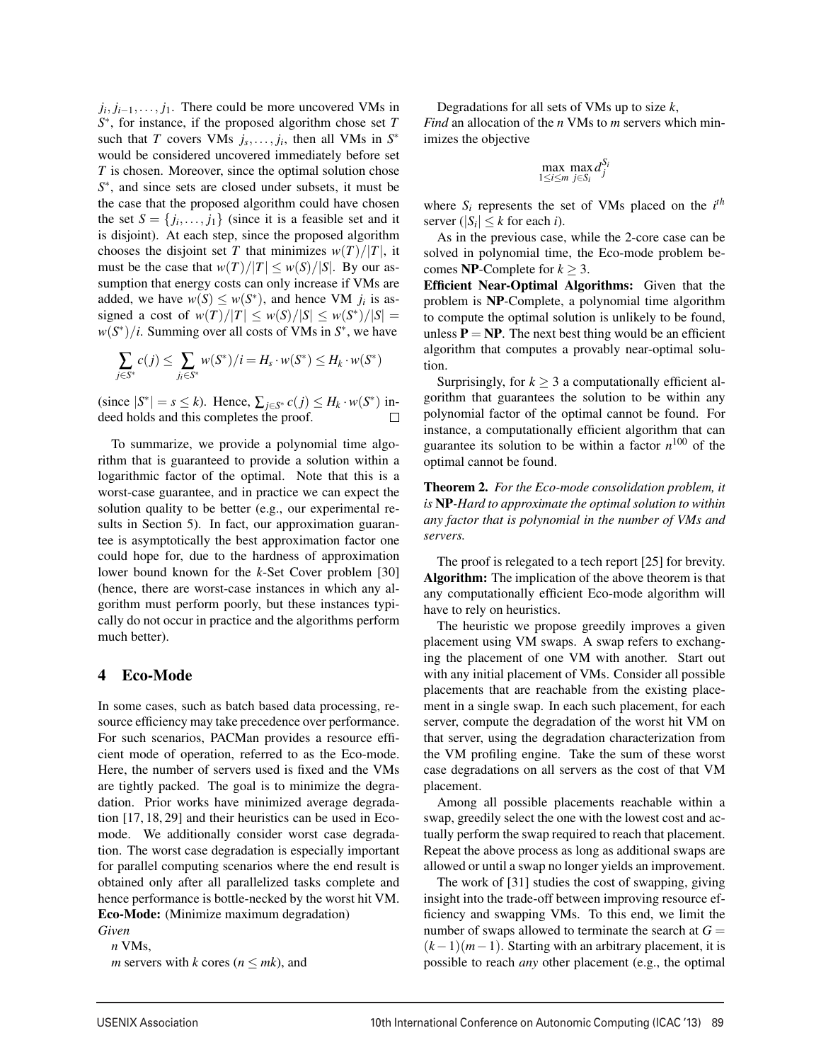$j_i, j_{i-1}, \ldots, j_1$. There could be more uncovered VMs in $S^*$, for instance, if the proposed algorithm chose set $T$ such that $T$ covers VMs $j_s, \ldots, j_i$, then all VMs in $S^*$ would be considered uncovered immediately before set $T$ is chosen. Moreover, since the optimal solution chose $S^*$, and since sets are closed under subsets, it must be the case that the proposed algorithm could have chosen the set $S = \{j_i, \ldots, j_1\}$ (since it is a feasible set and it is disjoint). At each step, since the proposed algorithm chooses the disjoint set $T$ that minimizes $w(T)/|T|$, it must be the case that $w(T)/|T| \leq w(S)/|S|$. By our assumption that energy costs can only increase if VMs are added, we have $w(S) \leq w(S^*)$, and hence VM $j_i$ is assigned a cost of $w(T)/|T| \leq w(S)/|S| \leq w(S^*)/|S| = w(S^*)/i$. Summing over all costs of VMs in $S^*$, we have

$$\sum_{j \in S^*} c(j) \leq \sum_{j_i \in S^*} w(S^*)/i = H_s \cdot w(S^*) \leq H_k \cdot w(S^*)$$

(since $|S^*| = s \leq k$). Hence, $\sum_{j \in S^*} c(j) \leq H_k \cdot w(S^*)$ indeed holds and this completes the proof. □

To summarize, we provide a polynomial time algorithm that is guaranteed to provide a solution within a logarithmic factor of the optimal. Note that this is a worst-case guarantee, and in practice we can expect the solution quality to be better (e.g., our experimental results in Section 5). In fact, our approximation guarantee is asymptotically the best approximation factor one could hope for, due to the hardness of approximation lower bound known for the $k$-Set Cover problem [30] (hence, there are worst-case instances in which any algorithm must perform poorly, but these instances typically do not occur in practice and the algorithms perform much better).

# 4 Eco-Mode

In some cases, such as batch based data processing, resource efficiency may take precedence over performance. For such scenarios, PACMan provides a resource efficient mode of operation, referred to as the Eco-mode. Here, the number of servers used is fixed and the VMs are tightly packed. The goal is to minimize the degradation. Prior works have minimized average degradation [17, 18, 29] and their heuristics can be used in Eco-mode. We additionally consider worst case degradation. The worst case degradation is especially important for parallel computing scenarios where the end result is obtained only after all parallelized tasks complete and hence performance is bottle-necked by the worst hit VM.

**Eco-Mode:** (Minimize maximum degradation)

*Given*

$n$ VMs,

$m$ servers with $k$ cores ($n \leq mk$), and

Degradations for all sets of VMs up to size $k$,

*Find* an allocation of the $n$ VMs to $m$ servers which minimizes the objective

$$\max_{1 \leq i \leq m} \max_{j \in S_i} d_j^{S_i}$$

where $S_i$ represents the set of VMs placed on the $i^{th}$ server ($|S_i| \leq k$ for each $i$).

As in the previous case, while the 2-core case can be solved in polynomial time, the Eco-mode problem becomes **NP**-Complete for $k \geq 3$.

**Efficient Near-Optimal Algorithms:** Given that the problem is **NP**-Complete, a polynomial time algorithm to compute the optimal solution is unlikely to be found, unless $\mathbf{P} = \mathbf{NP}$. The next best thing would be an efficient algorithm that computes a provably near-optimal solution.

Surprisingly, for $k \geq 3$ a computationally efficient algorithm that guarantees the solution to be within any polynomial factor of the optimal cannot be found. For instance, a computationally efficient algorithm that can guarantee its solution to be within a factor $n^{100}$ of the optimal cannot be found.

**Theorem 2.** *For the Eco-mode consolidation problem, it is* **NP***-Hard to approximate the optimal solution to within any factor that is polynomial in the number of VMs and servers.*

The proof is relegated to a tech report [25] for brevity.

**Algorithm:** The implication of the above theorem is that any computationally efficient Eco-mode algorithm will have to rely on heuristics.

The heuristic we propose greedily improves a given placement using VM swaps. A swap refers to exchanging the placement of one VM with another. Start out with any initial placement of VMs. Consider all possible placements that are reachable from the existing placement in a single swap. In each such placement, for each server, compute the degradation of the worst hit VM on that server, using the degradation characterization from the VM profiling engine. Take the sum of these worst case degradations on all servers as the cost of that VM placement.

Among all possible placements reachable within a swap, greedily select the one with the lowest cost and actually perform the swap required to reach that placement. Repeat the above process as long as additional swaps are allowed or until a swap no longer yields an improvement.

The work of [31] studies the cost of swapping, giving insight into the trade-off between improving resource efficiency and swapping VMs. To this end, we limit the number of swaps allowed to terminate the search at $G = (k-1)(m-1)$. Starting with an arbitrary placement, it is possible to reach *any* other placement (e.g., the optimal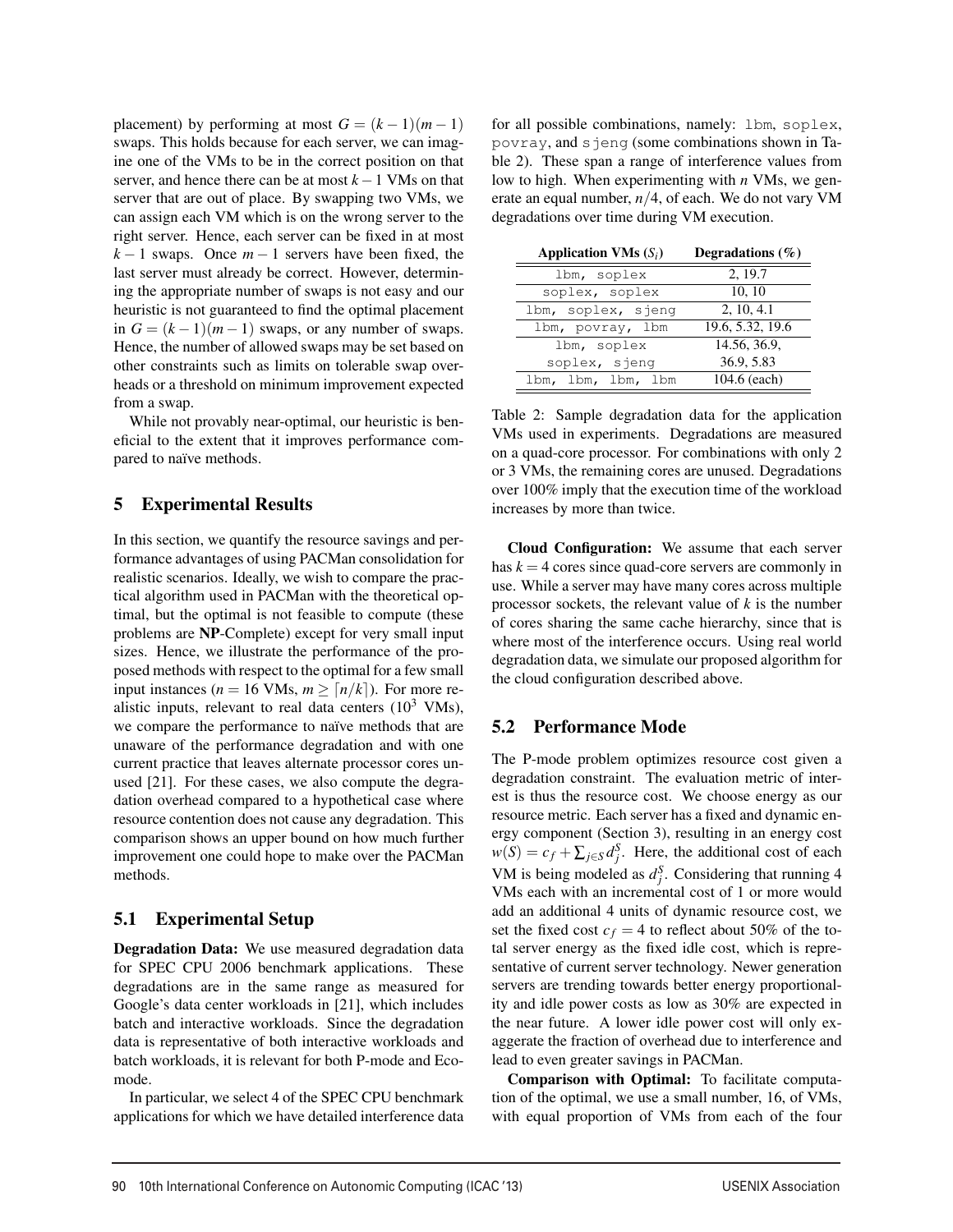placement) by performing at most $G = (k-1)(m-1)$ swaps. This holds because for each server, we can imagine one of the VMs to be in the correct position on that server, and hence there can be at most $k-1$ VMs on that server that are out of place. By swapping two VMs, we can assign each VM which is on the wrong server to the right server. Hence, each server can be fixed in at most $k-1$ swaps. Once $m-1$ servers have been fixed, the last server must already be correct. However, determining the appropriate number of swaps is not easy and our heuristic is not guaranteed to find the optimal placement in $G = (k-1)(m-1)$ swaps, or any number of swaps. Hence, the number of allowed swaps may be set based on other constraints such as limits on tolerable swap overheads or a threshold on minimum improvement expected from a swap.

While not provably near-optimal, our heuristic is beneficial to the extent that it improves performance compared to naïve methods.

## 5 Experimental Results

In this section, we quantify the resource savings and performance advantages of using PACMan consolidation for realistic scenarios. Ideally, we wish to compare the practical algorithm used in PACMan with the theoretical optimal, but the optimal is not feasible to compute (these problems are **NP**-Complete) except for very small input sizes. Hence, we illustrate the performance of the proposed methods with respect to the optimal for a few small input instances ($n = 16$ VMs, $m \geq \lceil n/k \rceil$). For more realistic inputs, relevant to real data centers ($10^3$ VMs), we compare the performance to naïve methods that are unaware of the performance degradation and with one current practice that leaves alternate processor cores unused [21]. For these cases, we also compute the degradation overhead compared to a hypothetical case where resource contention does not cause any degradation. This comparison shows an upper bound on how much further improvement one could hope to make over the PACMan methods.

### 5.1 Experimental Setup

**Degradation Data:** We use measured degradation data for SPEC CPU 2006 benchmark applications. These degradations are in the same range as measured for Google's data center workloads in [21], which includes batch and interactive workloads. Since the degradation data is representative of both interactive workloads and batch workloads, it is relevant for both P-mode and Eco-mode.

In particular, we select 4 of the SPEC CPU benchmark applications for which we have detailed interference data for all possible combinations, namely: `lbm`, `soplex`, `povray`, and `sjeng` (some combinations shown in Table 2). These span a range of interference values from low to high. When experimenting with $n$ VMs, we generate an equal number, $n/4$, of each. We do not vary VM degradations over time during VM execution.

| Application VMs ($S_i$) | Degradations (%) |
|---|---|
| `lbm, soplex` | 2, 19.7 |
| `soplex, soplex` | 10, 10 |
| `lbm, soplex, sjeng` | 2, 10, 4.1 |
| `lbm, povray, lbm` | 19.6, 5.32, 19.6 |
| `lbm, soplex` `soplex, sjeng` | 14.56, 36.9, 36.9, 5.83 |
| `lbm, lbm, lbm, lbm` | 104.6 (each) |

Table 2: Sample degradation data for the application VMs used in experiments. Degradations are measured on a quad-core processor. For combinations with only 2 or 3 VMs, the remaining cores are unused. Degradations over 100% imply that the execution time of the workload increases by more than twice.

**Cloud Configuration:** We assume that each server has $k = 4$ cores since quad-core servers are commonly in use. While a server may have many cores across multiple processor sockets, the relevant value of $k$ is the number of cores sharing the same cache hierarchy, since that is where most of the interference occurs. Using real world degradation data, we simulate our proposed algorithm for the cloud configuration described above.

### 5.2 Performance Mode

The P-mode problem optimizes resource cost given a degradation constraint. The evaluation metric of interest is thus the resource cost. We choose energy as our resource metric. Each server has a fixed and dynamic energy component (Section 3), resulting in an energy cost $w(S) = c_f + \sum_{j \in S} d_j^S$. Here, the additional cost of each VM is being modeled as $d_j^S$. Considering that running 4 VMs each with an incremental cost of 1 or more would add an additional 4 units of dynamic resource cost, we set the fixed cost $c_f = 4$ to reflect about 50% of the total server energy as the fixed idle cost, which is representative of current server technology. Newer generation servers are trending towards better energy proportionality and idle power costs as low as 30% are expected in the near future. A lower idle power cost will only exaggerate the fraction of overhead due to interference and lead to even greater savings in PACMan.

**Comparison with Optimal:** To facilitate computation of the optimal, we use a small number, 16, of VMs, with equal proportion of VMs from each of the four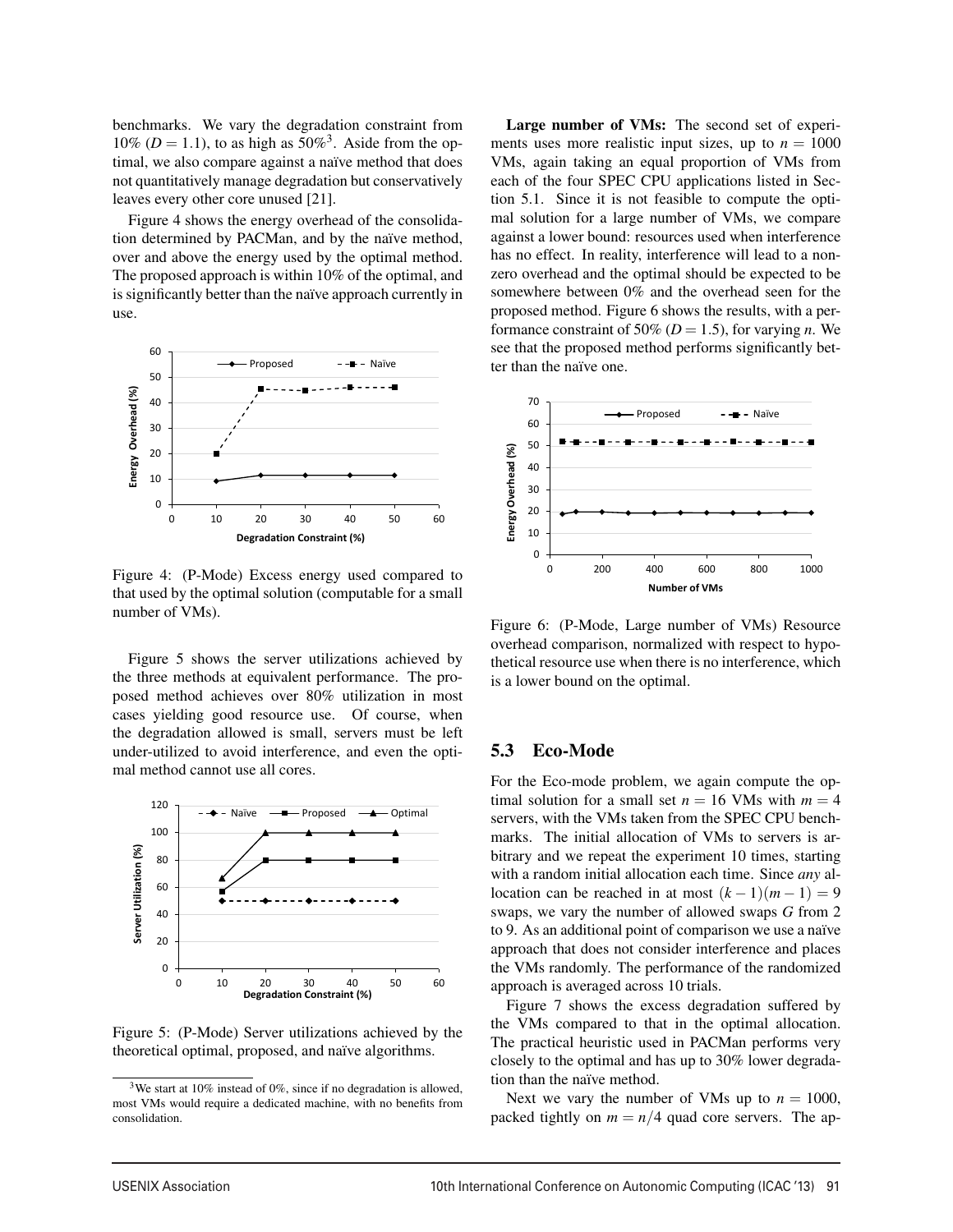benchmarks. We vary the degradation constraint from 10% ($D = 1.1$), to as high as 50%[3]. Aside from the optimal, we also compare against a naïve method that does not quantitatively manage degradation but conservatively leaves every other core unused [21].

Figure 4 shows the energy overhead of the consolidation determined by PACMan, and by the naïve method, over and above the energy used by the optimal method. The proposed approach is within 10% of the optimal, and is significantly better than the naïve approach currently in use.

Figure 4: (P-Mode) Excess energy used compared to that used by the optimal solution (computable for a small number of VMs).

Figure 5 shows the server utilizations achieved by the three methods at equivalent performance. The proposed method achieves over 80% utilization in most cases yielding good resource use. Of course, when the degradation allowed is small, servers must be left under-utilized to avoid interference, and even the optimal method cannot use all cores.

Figure 5: (P-Mode) Server utilizations achieved by the theoretical optimal, proposed, and naïve algorithms.

[3]We start at 10% instead of 0%, since if no degradation is allowed, most VMs would require a dedicated machine, with no benefits from consolidation.

**Large number of VMs:** The second set of experiments uses more realistic input sizes, up to $n = 1000$ VMs, again taking an equal proportion of VMs from each of the four SPEC CPU applications listed in Section 5.1. Since it is not feasible to compute the optimal solution for a large number of VMs, we compare against a lower bound: resources used when interference has no effect. In reality, interference will lead to a nonzero overhead and the optimal should be expected to be somewhere between 0% and the overhead seen for the proposed method. Figure 6 shows the results, with a performance constraint of 50% ($D = 1.5$), for varying $n$. We see that the proposed method performs significantly better than the naïve one.

Figure 6: (P-Mode, Large number of VMs) Resource overhead comparison, normalized with respect to hypothetical resource use when there is no interference, which is a lower bound on the optimal.

## 5.3 Eco-Mode

For the Eco-mode problem, we again compute the optimal solution for a small set $n = 16$ VMs with $m = 4$ servers, with the VMs taken from the SPEC CPU benchmarks. The initial allocation of VMs to servers is arbitrary and we repeat the experiment 10 times, starting with a random initial allocation each time. Since *any* allocation can be reached in at most $(k-1)(m-1) = 9$ swaps, we vary the number of allowed swaps $G$ from 2 to 9. As an additional point of comparison we use a naïve approach that does not consider interference and places the VMs randomly. The performance of the randomized approach is averaged across 10 trials.

Figure 7 shows the excess degradation suffered by the VMs compared to that in the optimal allocation. The practical heuristic used in PACMan performs very closely to the optimal and has up to 30% lower degradation than the naïve method.

Next we vary the number of VMs up to $n = 1000$, packed tightly on $m = n/4$ quad core servers. The ap-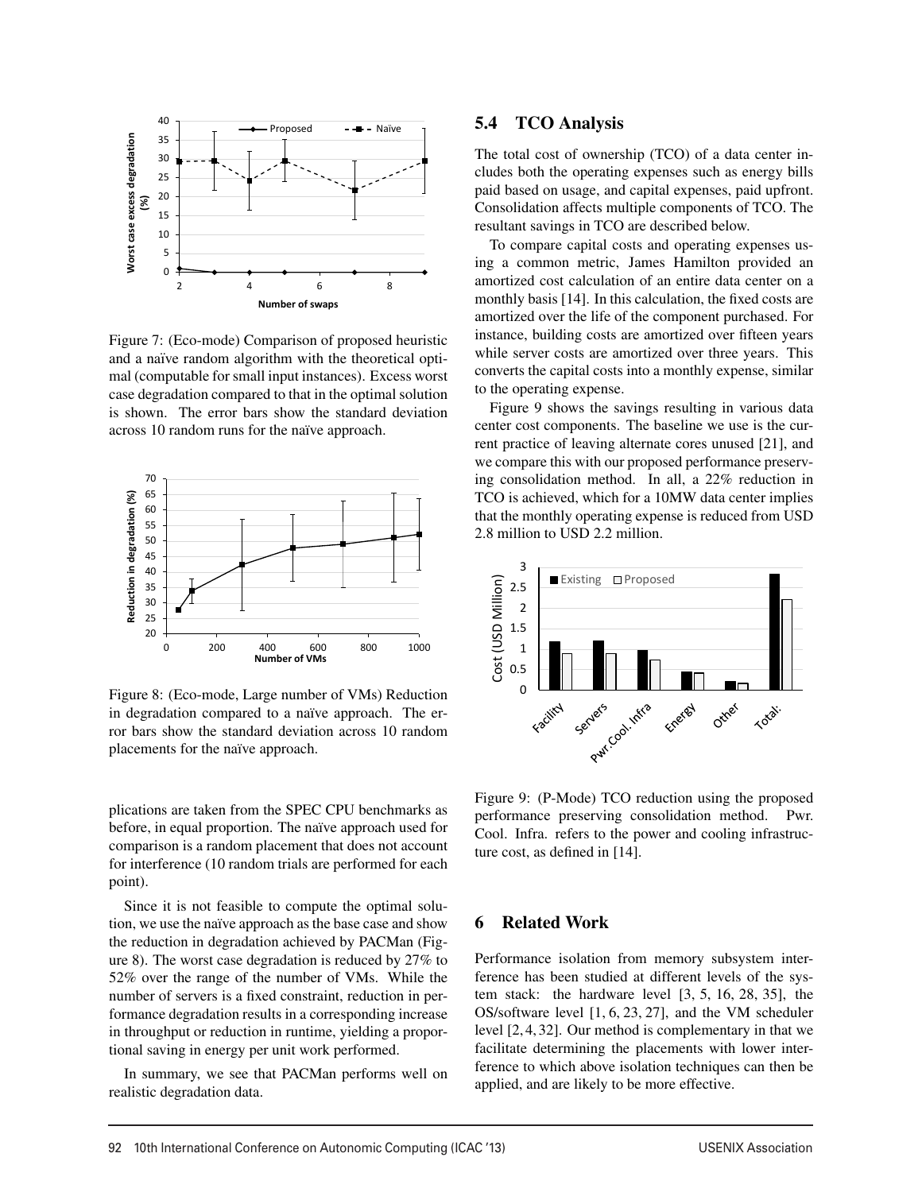Figure 7: (Eco-mode) Comparison of proposed heuristic and a naïve random algorithm with the theoretical optimal (computable for small input instances). Excess worst case degradation compared to that in the optimal solution is shown. The error bars show the standard deviation across 10 random runs for the naïve approach.

Figure 8: (Eco-mode, Large number of VMs) Reduction in degradation compared to a naïve approach. The error bars show the standard deviation across 10 random placements for the naïve approach.

plications are taken from the SPEC CPU benchmarks as before, in equal proportion. The naïve approach used for comparison is a random placement that does not account for interference (10 random trials are performed for each point).

Since it is not feasible to compute the optimal solution, we use the naïve approach as the base case and show the reduction in degradation achieved by PACMan (Figure 8). The worst case degradation is reduced by 27% to 52% over the range of the number of VMs. While the number of servers is a fixed constraint, reduction in performance degradation results in a corresponding increase in throughput or reduction in runtime, yielding a proportional saving in energy per unit work performed.

In summary, we see that PACMan performs well on realistic degradation data.

## 5.4 TCO Analysis

The total cost of ownership (TCO) of a data center includes both the operating expenses such as energy bills paid based on usage, and capital expenses, paid upfront. Consolidation affects multiple components of TCO. The resultant savings in TCO are described below.

To compare capital costs and operating expenses using a common metric, James Hamilton provided an amortized cost calculation of an entire data center on a monthly basis [14]. In this calculation, the fixed costs are amortized over the life of the component purchased. For instance, building costs are amortized over fifteen years while server costs are amortized over three years. This converts the capital costs into a monthly expense, similar to the operating expense.

Figure 9 shows the savings resulting in various data center cost components. The baseline we use is the current practice of leaving alternate cores unused [21], and we compare this with our proposed performance preserving consolidation method. In all, a 22% reduction in TCO is achieved, which for a 10MW data center implies that the monthly operating expense is reduced from USD 2.8 million to USD 2.2 million.

Figure 9: (P-Mode) TCO reduction using the proposed performance preserving consolidation method. Pwr. Cool. Infra. refers to the power and cooling infrastructure cost, as defined in [14].

## 6 Related Work

Performance isolation from memory subsystem interference has been studied at different levels of the system stack: the hardware level [3, 5, 16, 28, 35], the OS/software level [1, 6, 23, 27], and the VM scheduler level [2, 4, 32]. Our method is complementary in that we facilitate determining the placements with lower interference to which above isolation techniques can then be applied, and are likely to be more effective.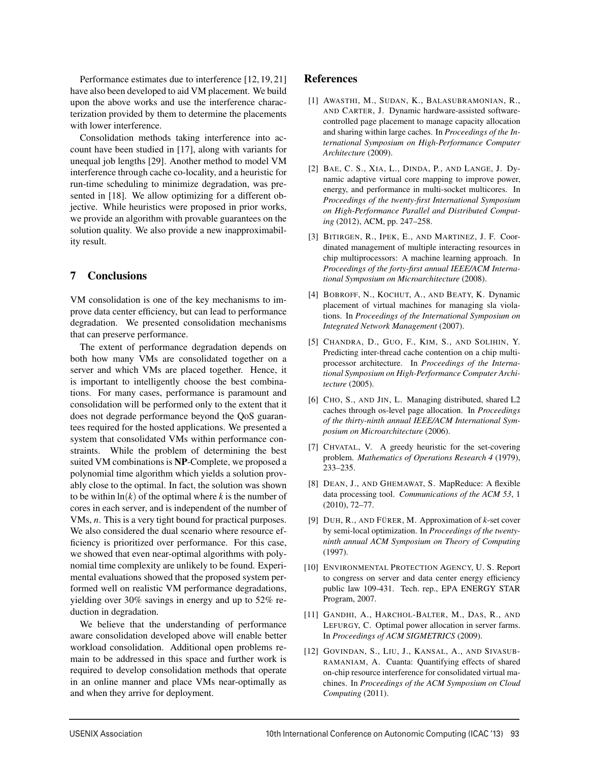Performance estimates due to interference [12, 19, 21] have also been developed to aid VM placement. We build upon the above works and use the interference characterization provided by them to determine the placements with lower interference.

Consolidation methods taking interference into account have been studied in [17], along with variants for unequal job lengths [29]. Another method to model VM interference through cache co-locality, and a heuristic for run-time scheduling to minimize degradation, was presented in [18]. We allow optimizing for a different objective. While heuristics were proposed in prior works, we provide an algorithm with provable guarantees on the solution quality. We also provide a new inapproximability result.

## 7 Conclusions

VM consolidation is one of the key mechanisms to improve data center efficiency, but can lead to performance degradation. We presented consolidation mechanisms that can preserve performance.

The extent of performance degradation depends on both how many VMs are consolidated together on a server and which VMs are placed together. Hence, it is important to intelligently choose the best combinations. For many cases, performance is paramount and consolidation will be performed only to the extent that it does not degrade performance beyond the QoS guarantees required for the hosted applications. We presented a system that consolidated VMs within performance constraints. While the problem of determining the best suited VM combinations is **NP**-Complete, we proposed a polynomial time algorithm which yields a solution provably close to the optimal. In fact, the solution was shown to be within $\ln(k)$ of the optimal where $k$ is the number of cores in each server, and is independent of the number of VMs, $n$. This is a very tight bound for practical purposes. We also considered the dual scenario where resource efficiency is prioritized over performance. For this case, we showed that even near-optimal algorithms with polynomial time complexity are unlikely to be found. Experimental evaluations showed that the proposed system performed well on realistic VM performance degradations, yielding over 30% savings in energy and up to 52% reduction in degradation.

We believe that the understanding of performance aware consolidation developed above will enable better workload consolidation. Additional open problems remain to be addressed in this space and further work is required to develop consolidation methods that operate in an online manner and place VMs near-optimally as and when they arrive for deployment.

## References

[1] Awasthi, M., Sudan, K., Balasubramonian, R., and Carter, J. Dynamic hardware-assisted software-controlled page placement to manage capacity allocation and sharing within large caches. In *Proceedings of the International Symposium on High-Performance Computer Architecture* (2009).

[2] Bae, C. S., Xia, L., Dinda, P., and Lange, J. Dynamic adaptive virtual core mapping to improve power, energy, and performance in multi-socket multicores. In *Proceedings of the twenty-first International Symposium on High-Performance Parallel and Distributed Computing* (2012), ACM, pp. 247–258.

[3] Bitirgen, R., Ipek, E., and Martinez, J. F. Coordinated management of multiple interacting resources in chip multiprocessors: A machine learning approach. In *Proceedings of the forty-first annual IEEE/ACM International Symposium on Microarchitecture* (2008).

[4] Bobroff, N., Kochut, A., and Beaty, K. Dynamic placement of virtual machines for managing sla violations. In *Proceedings of the International Symposium on Integrated Network Management* (2007).

[5] Chandra, D., Guo, F., Kim, S., and Solihin, Y. Predicting inter-thread cache contention on a chip multi-processor architecture. In *Proceedings of the International Symposium on High-Performance Computer Architecture* (2005).

[6] Cho, S., and Jin, L. Managing distributed, shared L2 caches through os-level page allocation. In *Proceedings of the thirty-ninth annual IEEE/ACM International Symposium on Microarchitecture* (2006).

[7] Chvatal, V. A greedy heuristic for the set-covering problem. *Mathematics of Operations Research 4* (1979), 233–235.

[8] Dean, J., and Ghemawat, S. MapReduce: A flexible data processing tool. *Communications of the ACM 53*, 1 (2010), 72–77.

[9] Duh, R., and Fürer, M. Approximation of $k$-set cover by semi-local optimization. In *Proceedings of the twenty-ninth annual ACM Symposium on Theory of Computing* (1997).

[10] Environmental Protection Agency, U. S. Report to congress on server and data center energy efficiency public law 109-431. Tech. rep., EPA ENERGY STAR Program, 2007.

[11] Gandhi, A., Harchol-Balter, M., Das, R., and Lefurgy, C. Optimal power allocation in server farms. In *Proceedings of ACM SIGMETRICS* (2009).

[12] Govindan, S., Liu, J., Kansal, A., and Sivasubramaniam, A. Cuanta: Quantifying effects of shared on-chip resource interference for consolidated virtual machines. In *Proceedings of the ACM Symposium on Cloud Computing* (2011).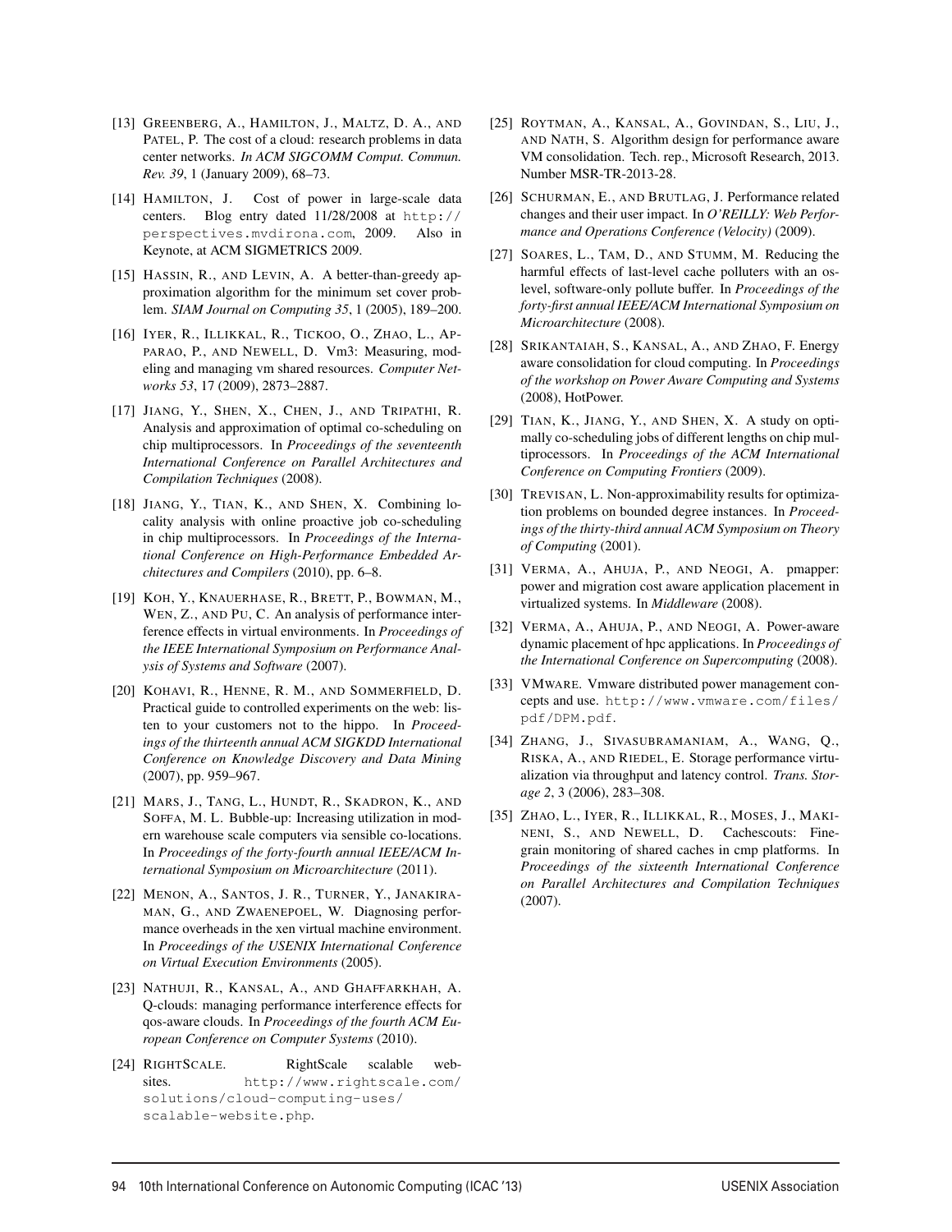[13] GREENBERG, A., HAMILTON, J., MALTZ, D. A., AND PATEL, P. The cost of a cloud: research problems in data center networks. *In ACM SIGCOMM Comput. Commun. Rev. 39*, 1 (January 2009), 68–73.

[14] HAMILTON, J. Cost of power in large-scale data centers. Blog entry dated 11/28/2008 at http://perspectives.mvdirona.com, 2009. Also in Keynote, at ACM SIGMETRICS 2009.

[15] HASSIN, R., AND LEVIN, A. A better-than-greedy approximation algorithm for the minimum set cover problem. *SIAM Journal on Computing 35*, 1 (2005), 189–200.

[16] IYER, R., ILLIKKAL, R., TICKOO, O., ZHAO, L., APPARAO, P., AND NEWELL, D. Vm3: Measuring, modeling and managing vm shared resources. *Computer Networks 53*, 17 (2009), 2873–2887.

[17] JIANG, Y., SHEN, X., CHEN, J., AND TRIPATHI, R. Analysis and approximation of optimal co-scheduling on chip multiprocessors. In *Proceedings of the seventeenth International Conference on Parallel Architectures and Compilation Techniques* (2008).

[18] JIANG, Y., TIAN, K., AND SHEN, X. Combining locality analysis with online proactive job co-scheduling in chip multiprocessors. In *Proceedings of the International Conference on High-Performance Embedded Architectures and Compilers* (2010), pp. 6–8.

[19] KOH, Y., KNAUERHASE, R., BRETT, P., BOWMAN, M., WEN, Z., AND PU, C. An analysis of performance interference effects in virtual environments. In *Proceedings of the IEEE International Symposium on Performance Analysis of Systems and Software* (2007).

[20] KOHAVI, R., HENNE, R. M., AND SOMMERFIELD, D. Practical guide to controlled experiments on the web: listen to your customers not to the hippo. In *Proceedings of the thirteenth annual ACM SIGKDD International Conference on Knowledge Discovery and Data Mining* (2007), pp. 959–967.

[21] MARS, J., TANG, L., HUNDT, R., SKADRON, K., AND SOFFA, M. L. Bubble-up: Increasing utilization in modern warehouse scale computers via sensible co-locations. In *Proceedings of the forty-fourth annual IEEE/ACM International Symposium on Microarchitecture* (2011).

[22] MENON, A., SANTOS, J. R., TURNER, Y., JANAKIRAMAN, G., AND ZWAENEPOEL, W. Diagnosing performance overheads in the xen virtual machine environment. In *Proceedings of the USENIX International Conference on Virtual Execution Environments* (2005).

[23] NATHUJI, R., KANSAL, A., AND GHAFFARKHAH, A. Q-clouds: managing performance interference effects for qos-aware clouds. In *Proceedings of the fourth ACM European Conference on Computer Systems* (2010).

[24] RIGHTSCALE. RightScale scalable websites. http://www.rightscale.com/solutions/cloud-computing-uses/scalable-website.php.

[25] ROYTMAN, A., KANSAL, A., GOVINDAN, S., LIU, J., AND NATH, S. Algorithm design for performance aware VM consolidation. Tech. rep., Microsoft Research, 2013. Number MSR-TR-2013-28.

[26] SCHURMAN, E., AND BRUTLAG, J. Performance related changes and their user impact. In *O'REILLY: Web Performance and Operations Conference (Velocity)* (2009).

[27] SOARES, L., TAM, D., AND STUMM, M. Reducing the harmful effects of last-level cache polluters with an os-level, software-only pollute buffer. In *Proceedings of the forty-first annual IEEE/ACM International Symposium on Microarchitecture* (2008).

[28] SRIKANTAIAH, S., KANSAL, A., AND ZHAO, F. Energy aware consolidation for cloud computing. In *Proceedings of the workshop on Power Aware Computing and Systems* (2008), HotPower.

[29] TIAN, K., JIANG, Y., AND SHEN, X. A study on optimally co-scheduling jobs of different lengths on chip multiprocessors. In *Proceedings of the ACM International Conference on Computing Frontiers* (2009).

[30] TREVISAN, L. Non-approximability results for optimization problems on bounded degree instances. In *Proceedings of the thirty-third annual ACM Symposium on Theory of Computing* (2001).

[31] VERMA, A., AHUJA, P., AND NEOGI, A. pmapper: power and migration cost aware application placement in virtualized systems. In *Middleware* (2008).

[32] VERMA, A., AHUJA, P., AND NEOGI, A. Power-aware dynamic placement of hpc applications. In *Proceedings of the International Conference on Supercomputing* (2008).

[33] VMWARE. Vmware distributed power management concepts and use. http://www.vmware.com/files/pdf/DPM.pdf.

[34] ZHANG, J., SIVASUBRAMANIAM, A., WANG, Q., RISKA, A., AND RIEDEL, E. Storage performance virtualization via throughput and latency control. *Trans. Storage 2*, 3 (2006), 283–308.

[35] ZHAO, L., IYER, R., ILLIKKAL, R., MOSES, J., MAKINENI, S., AND NEWELL, D. Cachescouts: Fine-grain monitoring of shared caches in cmp platforms. In *Proceedings of the sixteenth International Conference on Parallel Architectures and Compilation Techniques* (2007).